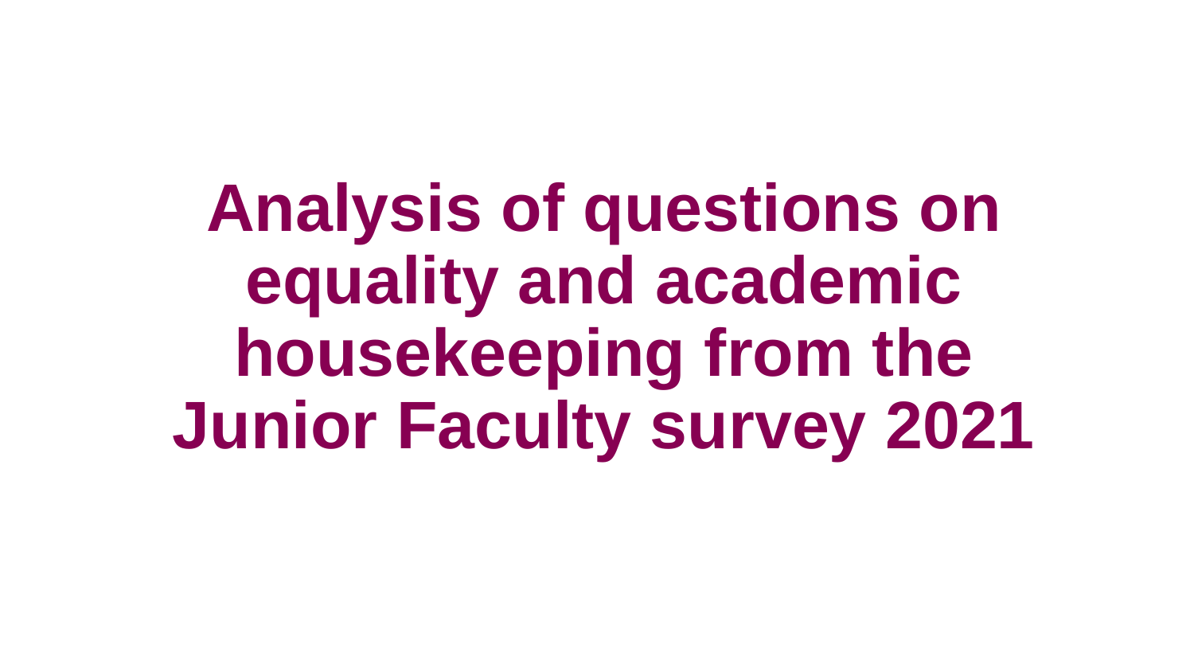# Analysis of questions on equality and academic housekeeping from the Junior Faculty survey 2021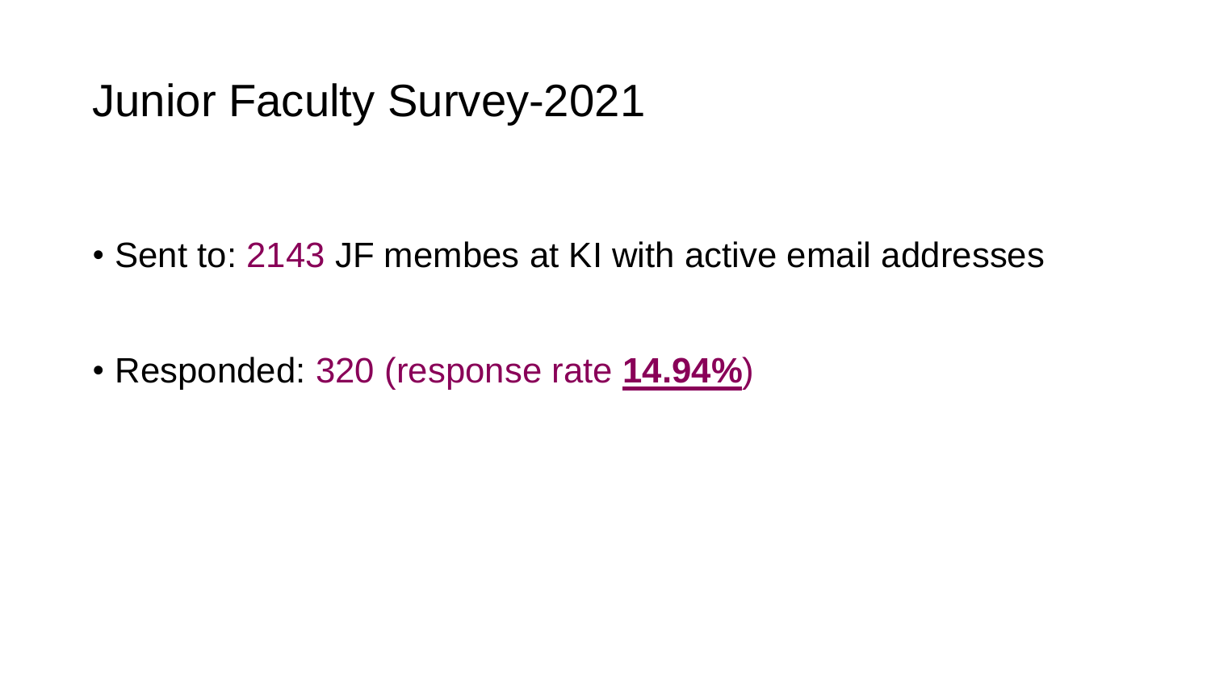# Junior Faculty Survey-2021

- Sent to: 2143 JF membes at KI with active email addresses
- Responded: 320 (response rate **14.94%**)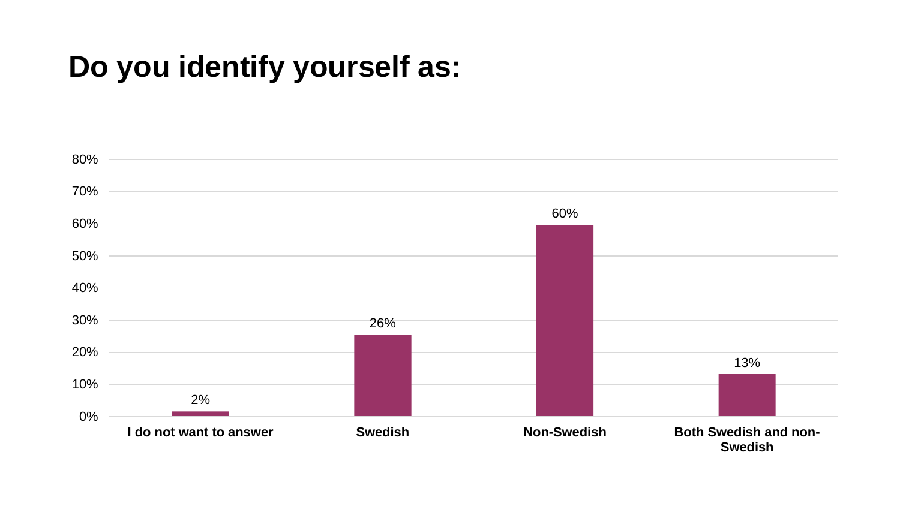# Do you identify yourself as:

| Response | Percentage |
|---|---|
| I do not want to answer | 2% |
| Swedish | 26% |
| Non-Swedish | 60% |
| Both Swedish and non-Swedish | 13% |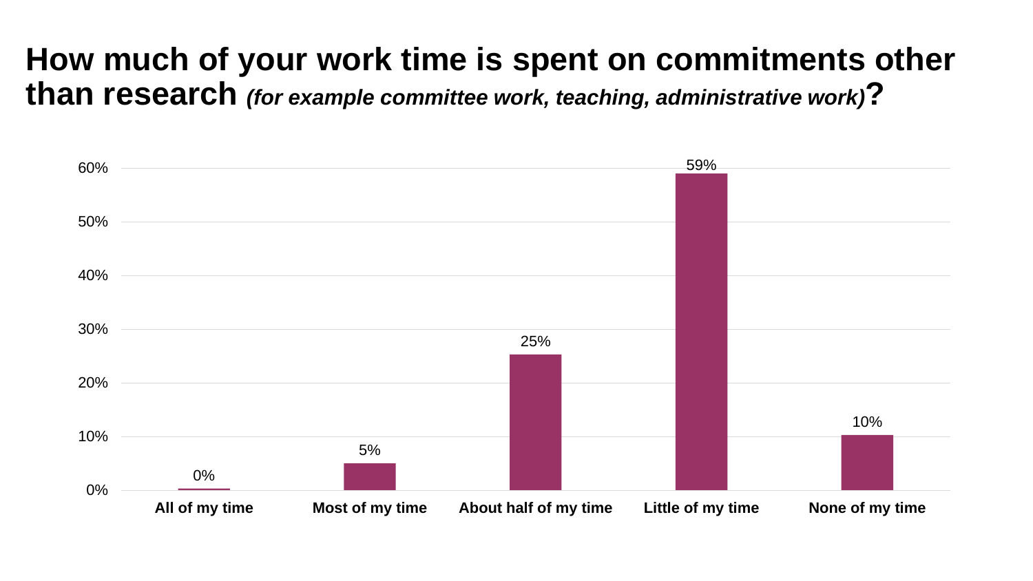# How much of your work time is spent on commitments other than research *(for example committee work, teaching, administrative work)*?

60%
50%
40%
30%
20%
10%
0%

0%
5%
25%
59%
10%

All of my time
Most of my time
About half of my time
Little of my time
None of my time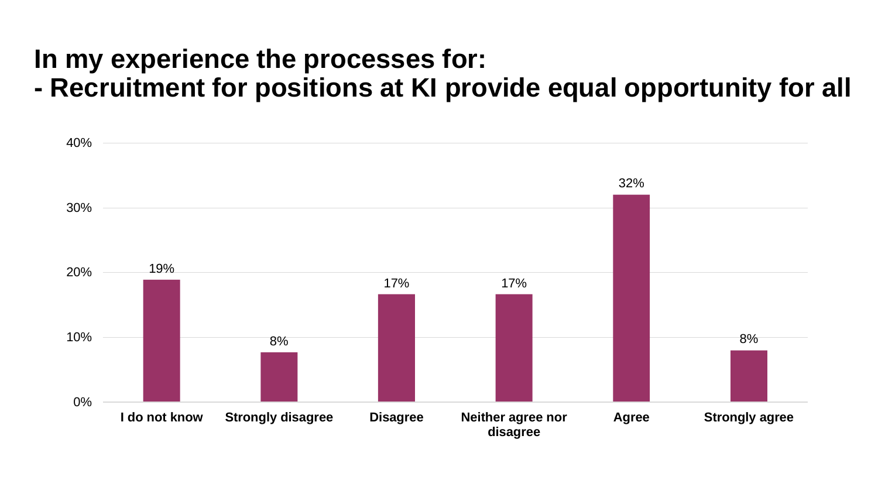# In my experience the processes for:
# - Recruitment for positions at KI provide equal opportunity for all

40%
30%
20%
10%
0%

19%
8%
17%
17%
32%
8%

I do not know
Strongly disagree
Disagree
Neither agree nor disagree
Agree
Strongly agree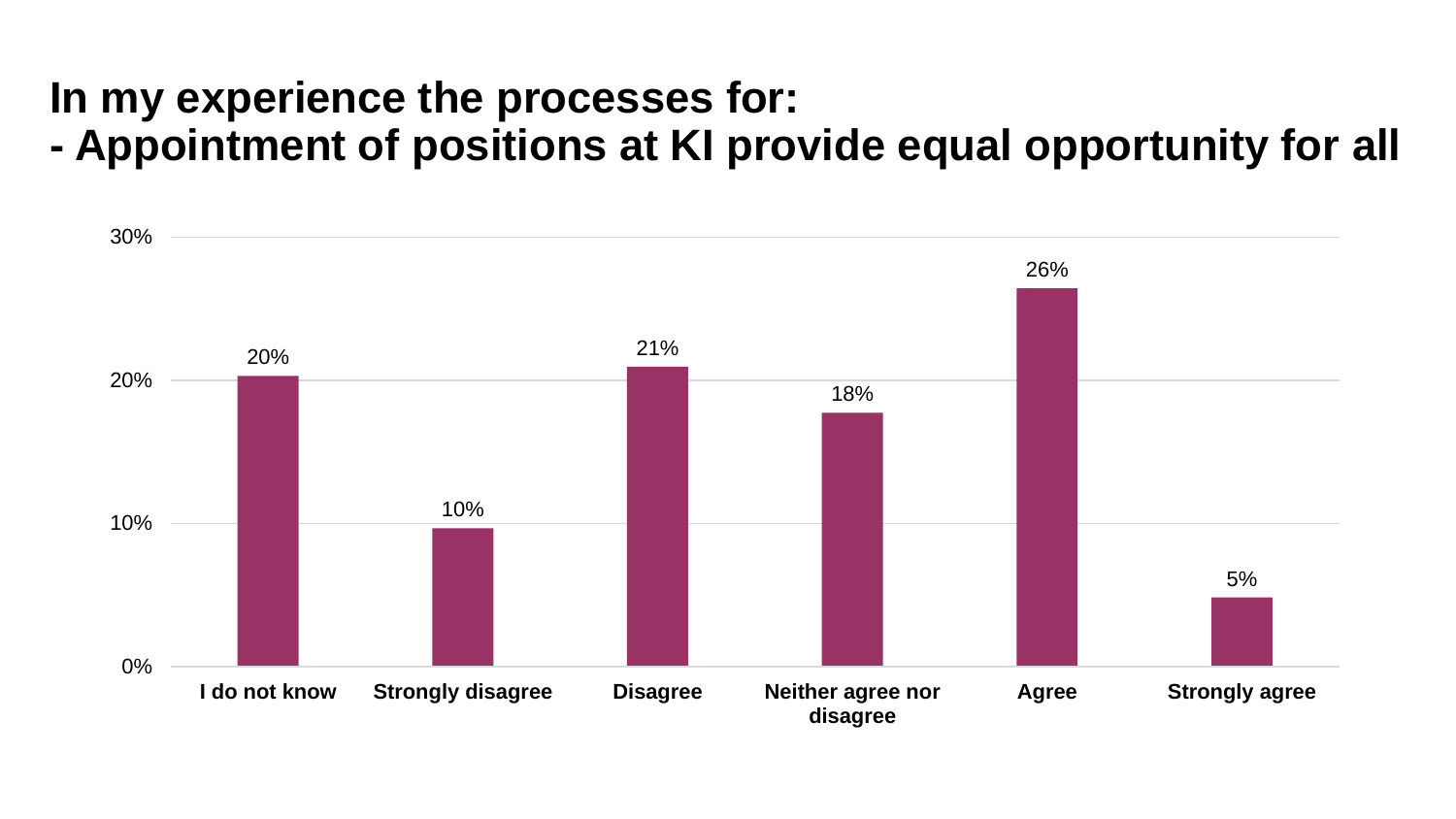# In my experience the processes for:
# - Appointment of positions at KI provide equal opportunity for all

30%
20%
10%
0%

20%
10%
21%
18%
26%
5%

I do not know
Strongly disagree
Disagree
Neither agree nor disagree
Agree
Strongly agree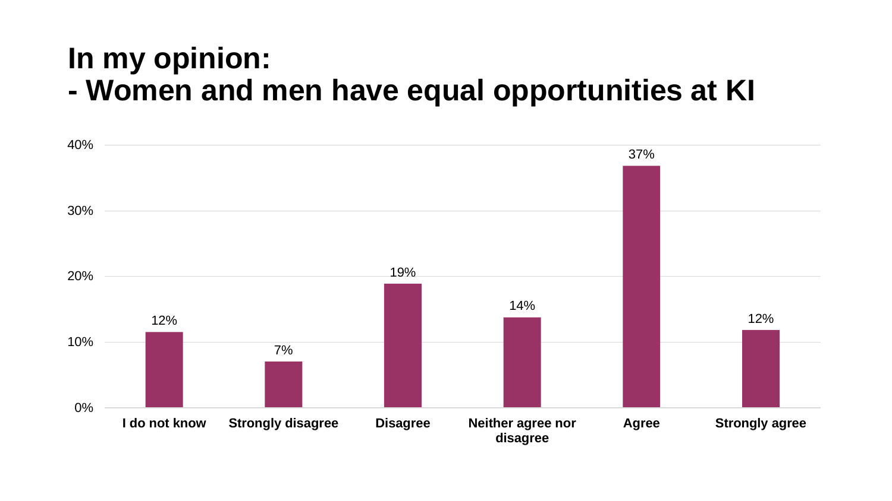# In my opinion:
# - Women and men have equal opportunities at KI

| Response | Percentage |
|---|---|
| I do not know | 12% |
| Strongly disagree | 7% |
| Disagree | 19% |
| Neither agree nor disagree | 14% |
| Agree | 37% |
| Strongly agree | 12% |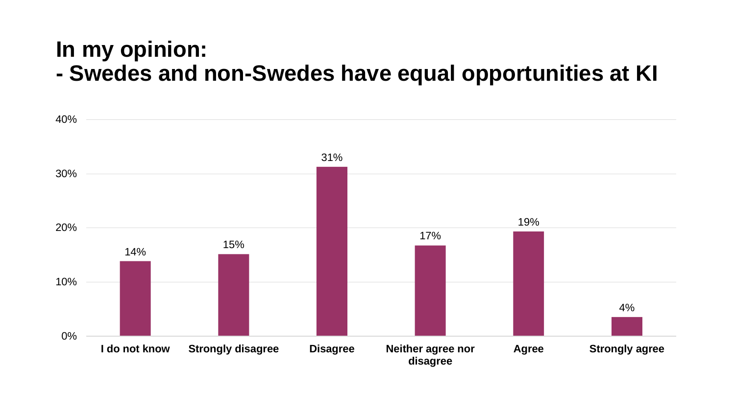# In my opinion:
# - Swedes and non-Swedes have equal opportunities at KI

40%
30%
20%
10%
0%

14%
15%
31%
17%
19%
4%

I do not know
Strongly disagree
Disagree
Neither agree nor disagree
Agree
Strongly agree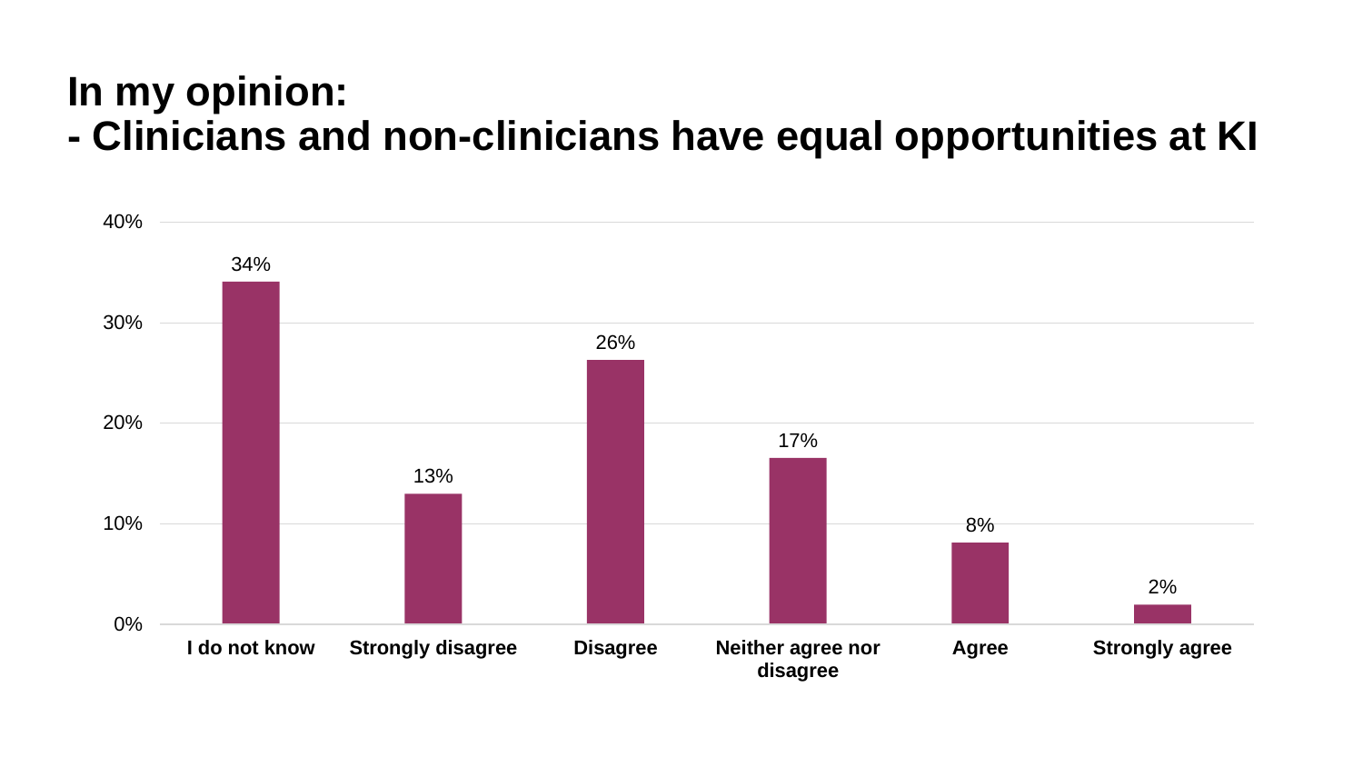# In my opinion:
# - Clinicians and non-clinicians have equal opportunities at KI

40%
30%
20%
10%
0%

34%
13%
26%
17%
8%
2%

I do not know
Strongly disagree
Disagree
Neither agree nor disagree
Agree
Strongly agree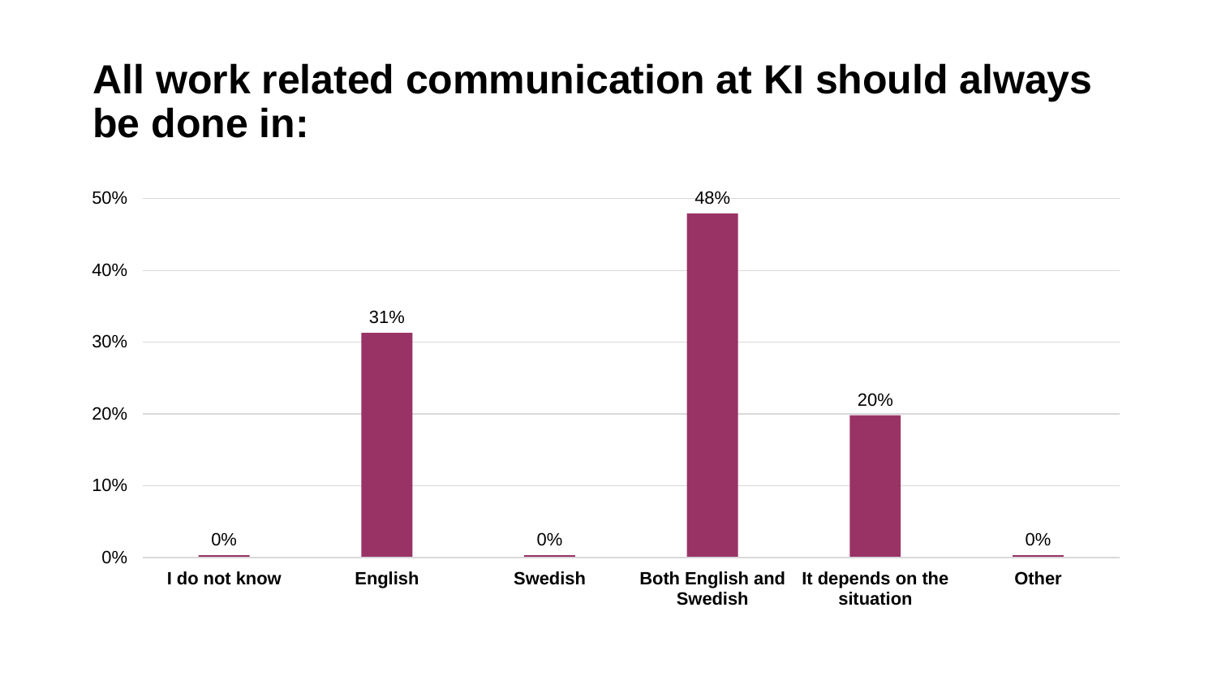# All work related communication at KI should always be done in:

50%
40%
30%
20%
10%
0%

0%
31%
0%
48%
20%
0%

I do not know
English
Swedish
Both English and Swedish
It depends on the situation
Other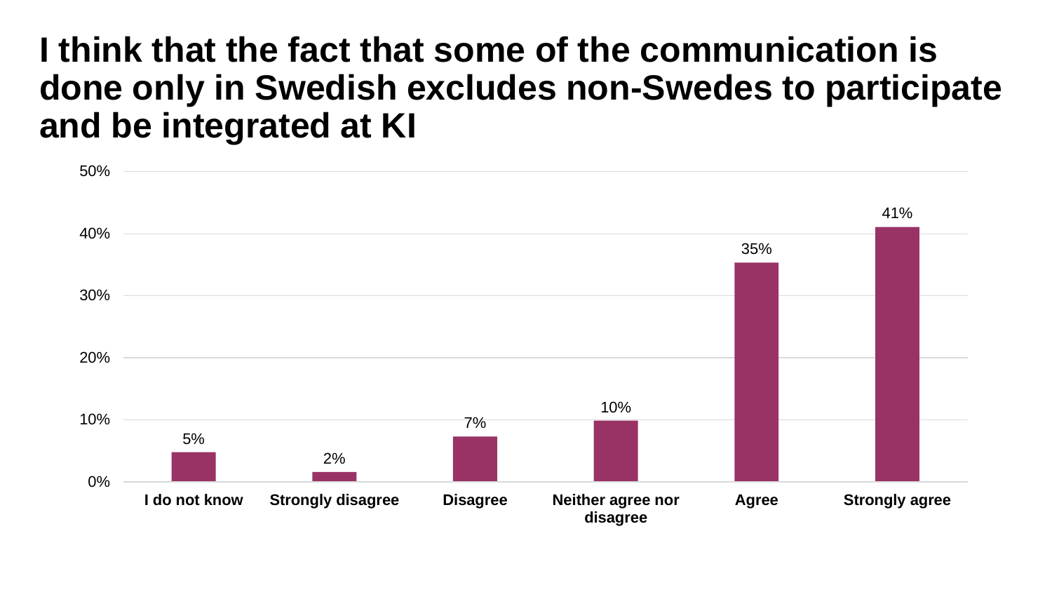# I think that the fact that some of the communication is done only in Swedish excludes non-Swedes to participate and be integrated at KI

50%
40%
30%
20%
10%
0%

5%
2%
7%
10%
35%
41%

I do not know
Strongly disagree
Disagree
Neither agree nor disagree
Agree
Strongly agree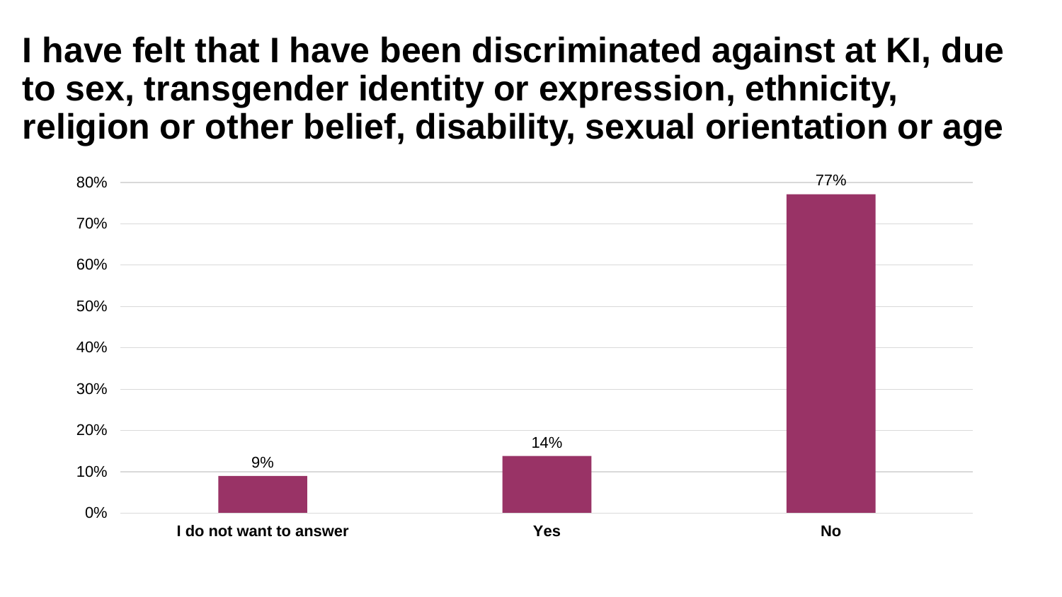# I have felt that I have been discriminated against at KI, due to sex, transgender identity or expression, ethnicity, religion or other belief, disability, sexual orientation or age

80%
70%
60%
50%
40%
30%
20%
10%
0%

9%
14%
77%

I do not want to answer
Yes
No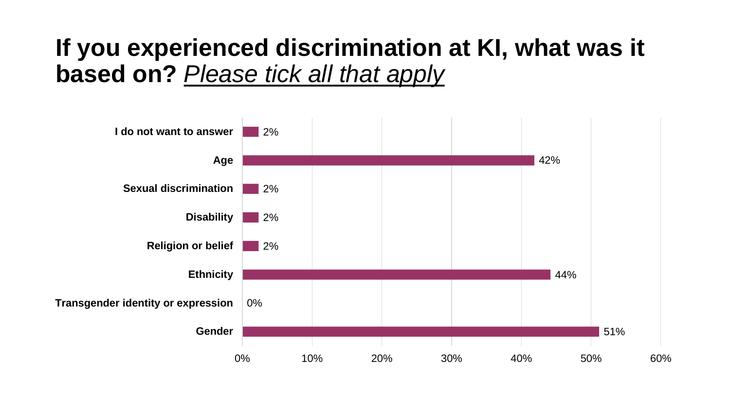# If you experienced discrimination at KI, what was it based on? *Please tick all that apply*

I do not want to answer 2%

Age 42%

Sexual discrimination 2%

Disability 2%

Religion or belief 2%

Ethnicity 44%

Transgender identity or expression 0%

Gender 51%

0% 10% 20% 30% 40% 50% 60%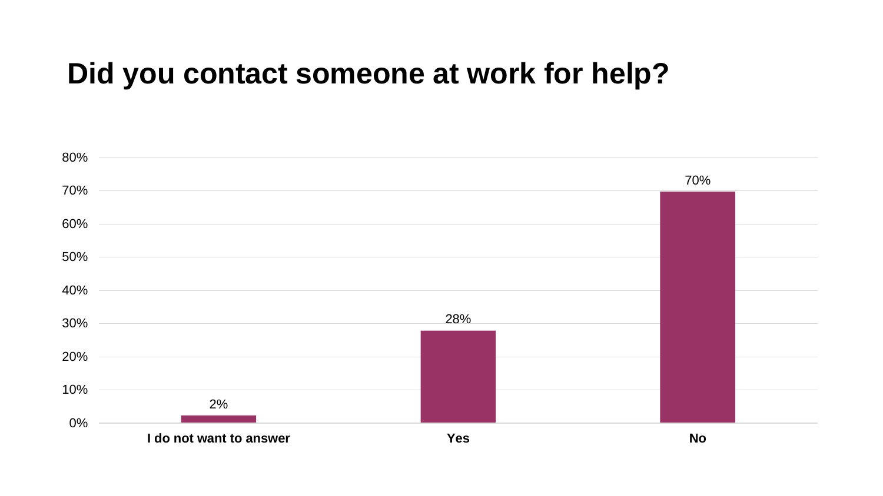# Did you contact someone at work for help?

80%
70%
60%
50%
40%
30%
20%
10%
0%

2%
28%
70%

I do not want to answer
Yes
No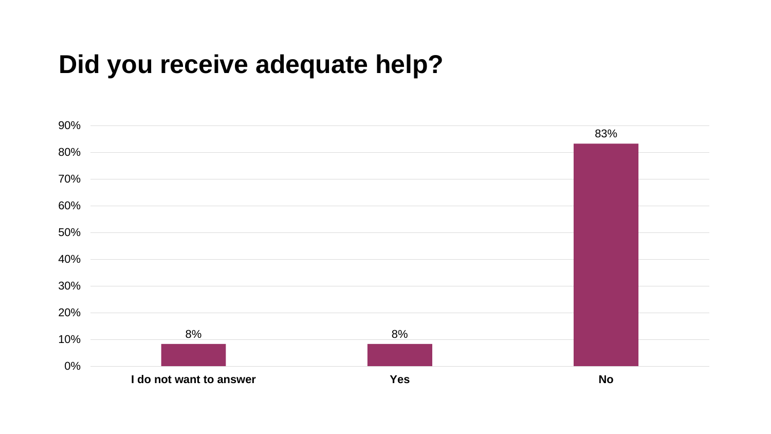# Did you receive adequate help?

90%
80%
70%
60%
50%
40%
30%
20%
10%
0%

8%
I do not want to answer

8%
Yes

83%
No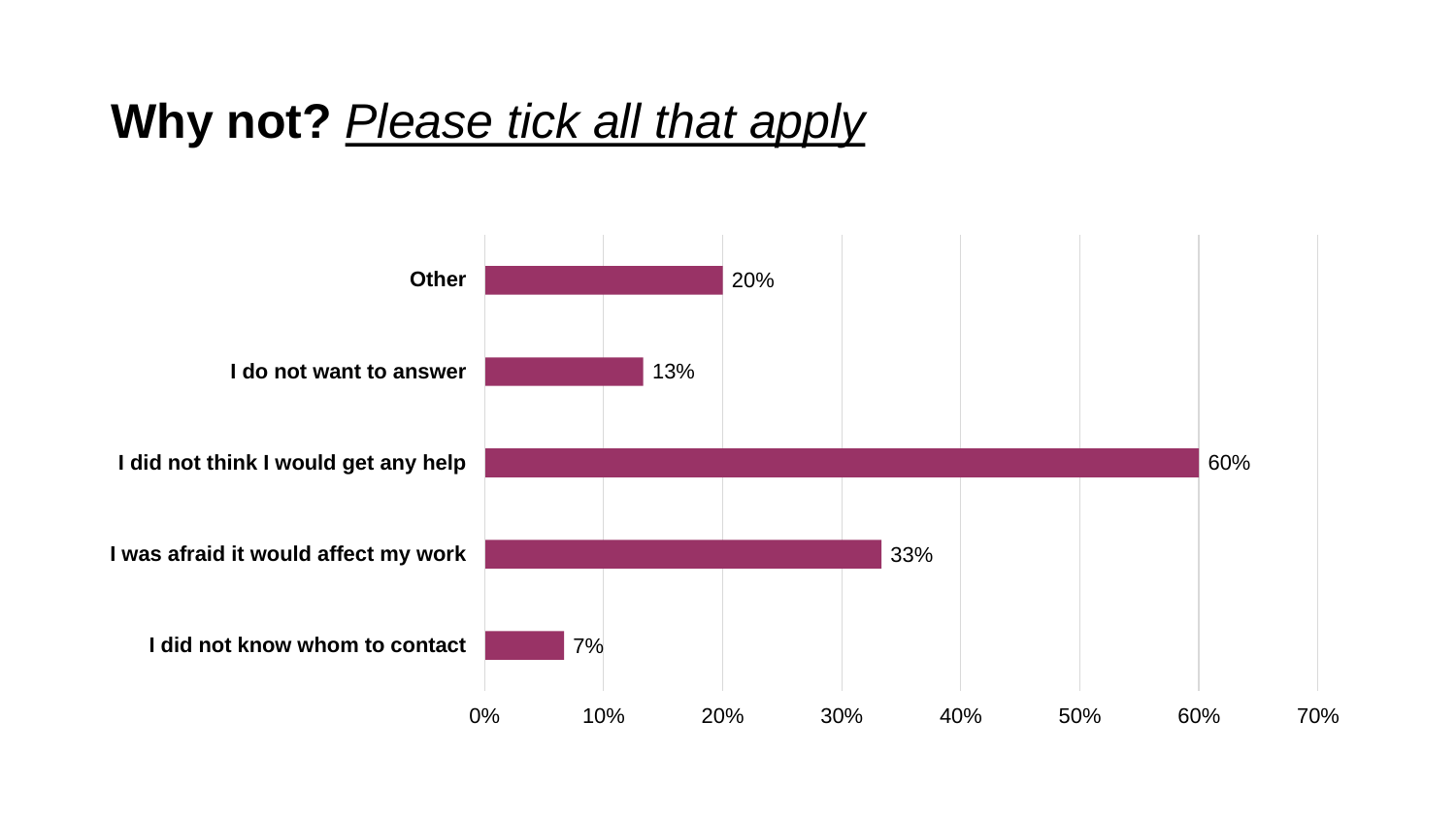# **Why not?** *Please tick all that apply*

Other
20%

I do not want to answer
13%

I did not think I would get any help
60%

I was afraid it would affect my work
33%

I did not know whom to contact
7%

0%
10%
20%
30%
40%
50%
60%
70%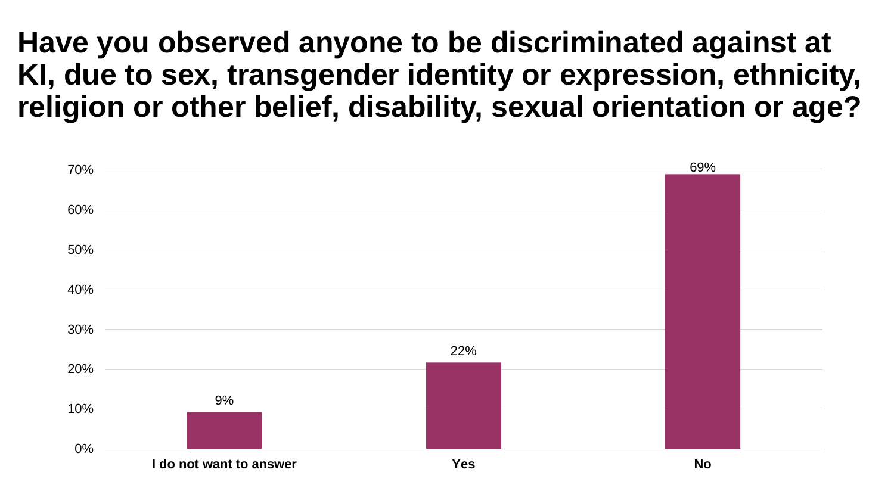# Have you observed anyone to be discriminated against at KI, due to sex, transgender identity or expression, ethnicity, religion or other belief, disability, sexual orientation or age?

70%
60%
50%
40%
30%
20%
10%
0%

9%
22%
69%

**I do not want to answer**
**Yes**
**No**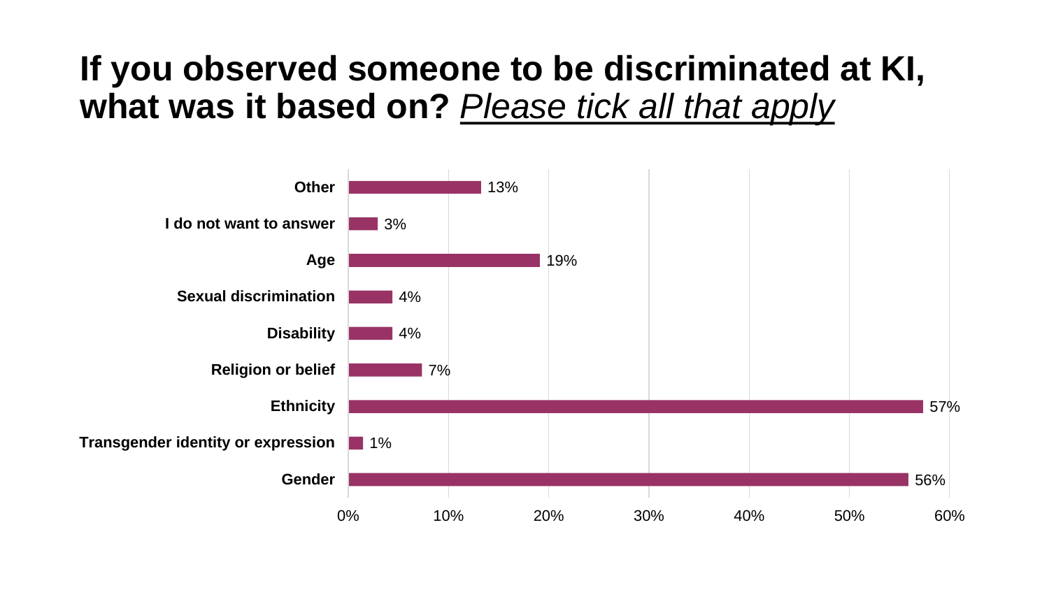# If you observed someone to be discriminated at KI, what was it based on? *Please tick all that apply*

Other 13%
I do not want to answer 3%
Age 19%
Sexual discrimination 4%
Disability 4%
Religion or belief 7%
Ethnicity 57%
Transgender identity or expression 1%
Gender 56%

0% 10% 20% 30% 40% 50% 60%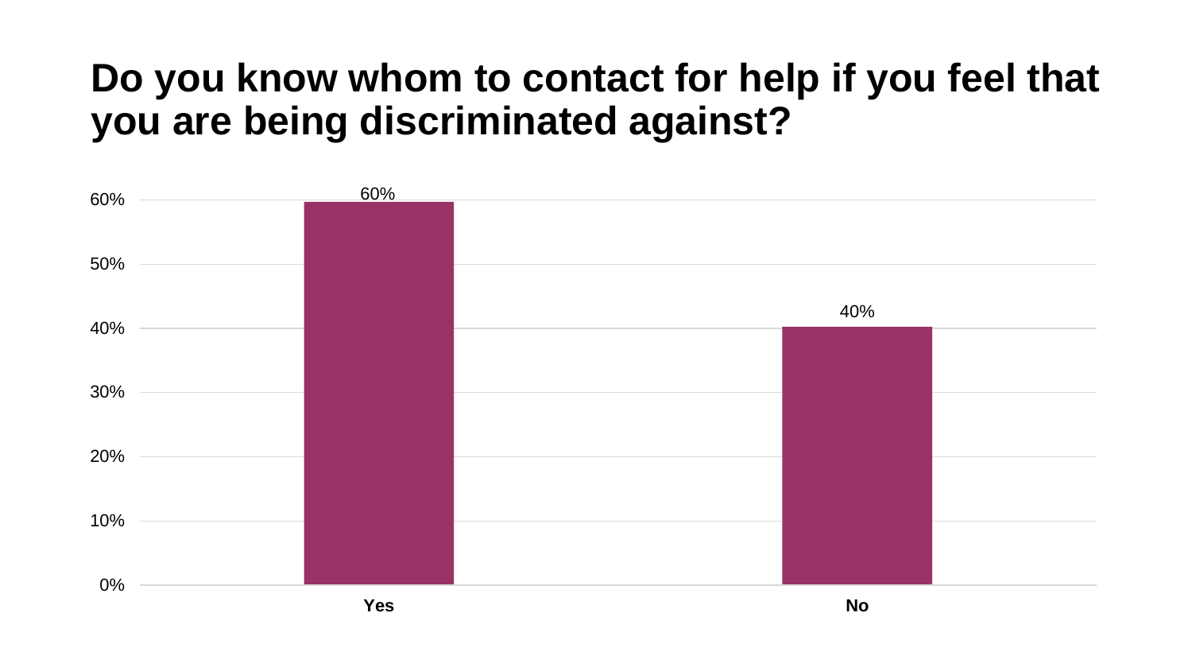# Do you know whom to contact for help if you feel that you are being discriminated against?

60%
50%
40%
30%
20%
10%
0%

60%
40%

Yes
No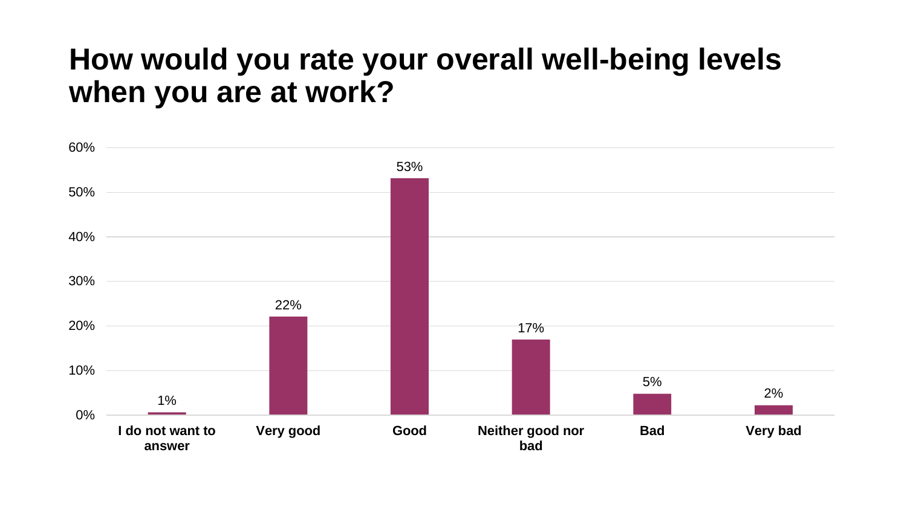# How would you rate your overall well-being levels when you are at work?

60%
50%
40%
30%
20%
10%
0%

1%
I do not want to answer

22%
Very good

53%
Good

17%
Neither good nor bad

5%
Bad

2%
Very bad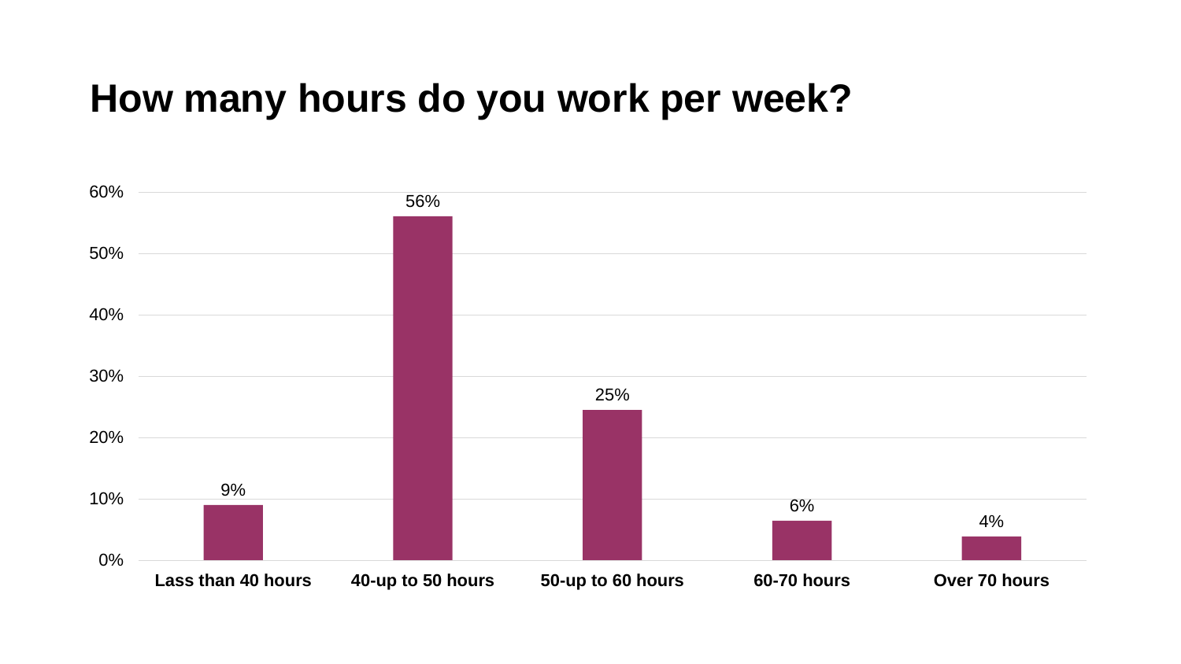# How many hours do you work per week?

| Hours per week | Percentage |
|---|---|
| Lass than 40 hours | 9% |
| 40-up to 50 hours | 56% |
| 50-up to 60 hours | 25% |
| 60-70 hours | 6% |
| Over 70 hours | 4% |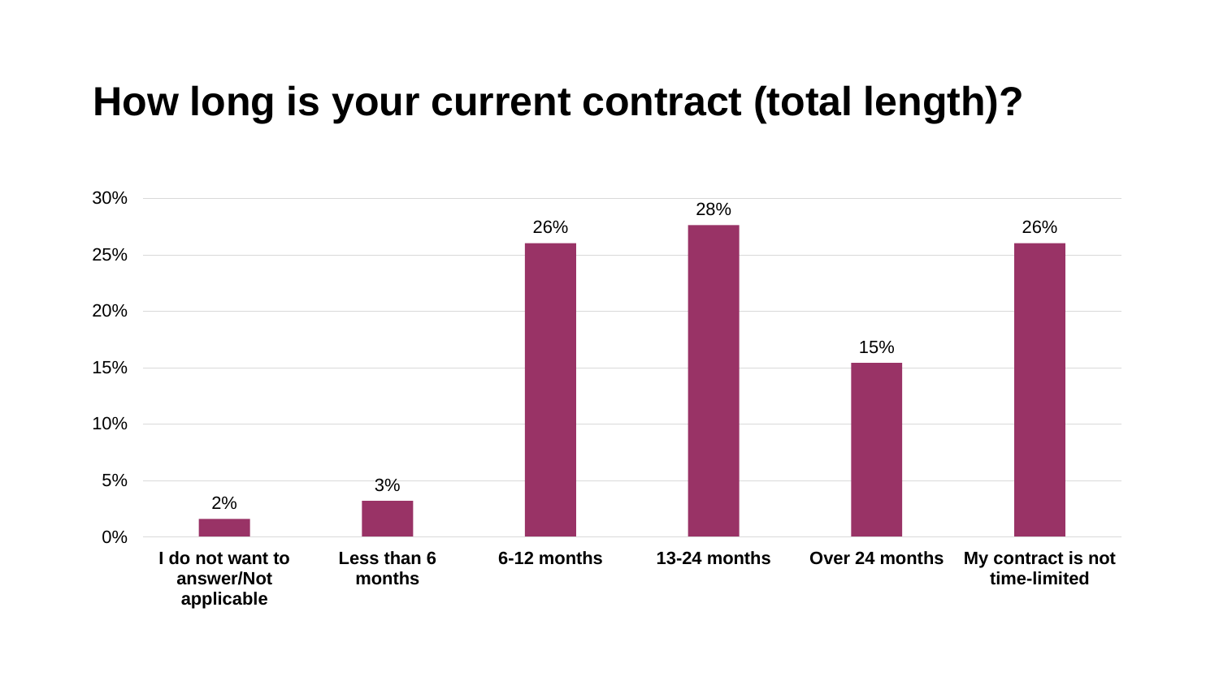# How long is your current contract (total length)?

| Response | Percentage |
| --- | --- |
| I do not want to answer/Not applicable | 2% |
| Less than 6 months | 3% |
| 6-12 months | 26% |
| 13-24 months | 28% |
| Over 24 months | 15% |
| My contract is not time-limited | 26% |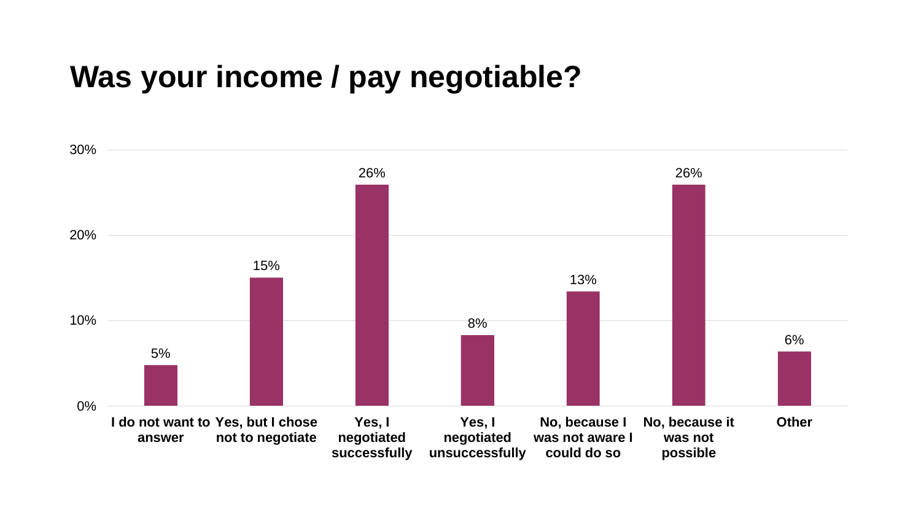# Was your income / pay negotiable?

30%
20%
10%
0%

5%
I do not want to answer

15%
Yes, but I chose not to negotiate

26%
Yes, I negotiated successfully

8%
Yes, I negotiated unsuccessfully

13%
No, because I was not aware I could do so

26%
No, because it was not possible

6%
Other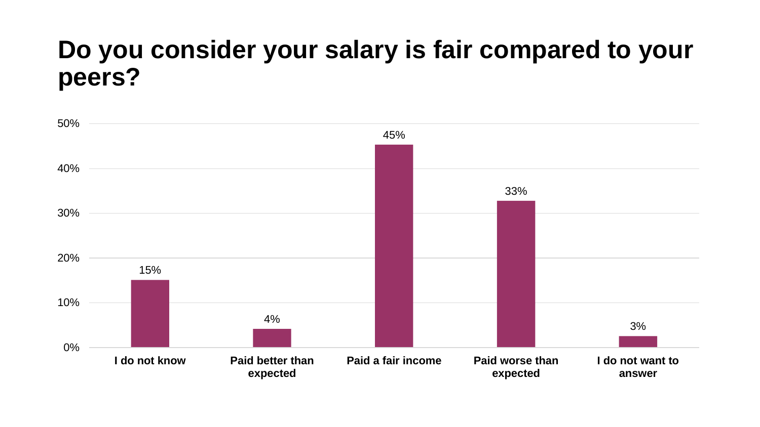# Do you consider your salary is fair compared to your peers?

50%
40%
30%
20%
10%
0%

15%
4%
45%
33%
3%

I do not know
Paid better than expected
Paid a fair income
Paid worse than expected
I do not want to answer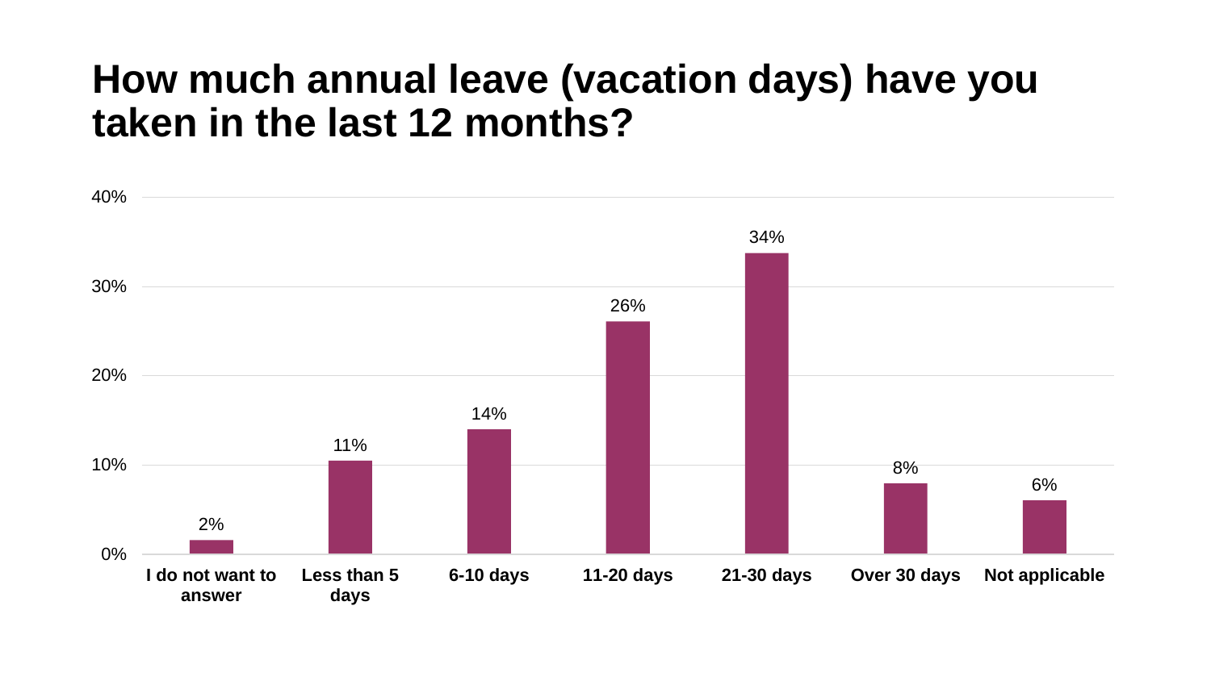# How much annual leave (vacation days) have you taken in the last 12 months?

40%
30%
20%
10%
0%

2%
11%
14%
26%
34%
8%
6%

I do not want to answer
Less than 5 days
6-10 days
11-20 days
21-30 days
Over 30 days
Not applicable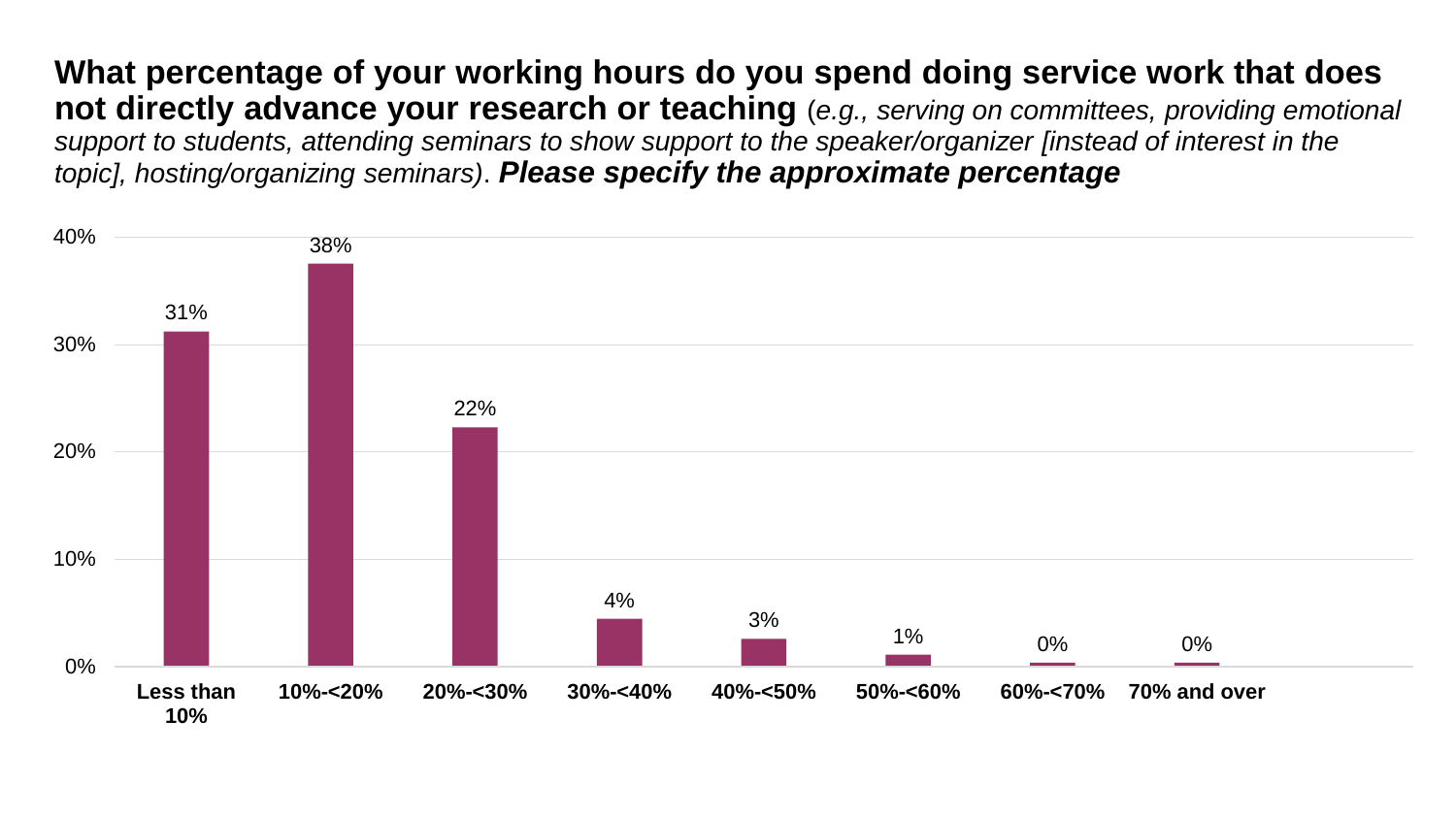**What percentage of your working hours do you spend doing service work that does not directly advance your research or teaching** (*e.g., serving on committees, providing emotional support to students, attending seminars to show support to the speaker/organizer [instead of interest in the topic], hosting/organizing seminars)*. ***Please specify the approximate percentage***

40%
30%
20%
10%
0%

31%
38%
22%
4%
3%
1%
0%
0%

Less than 10%
10%-<20%
20%-<30%
30%-<40%
40%-<50%
50%-<60%
60%-<70%
70% and over